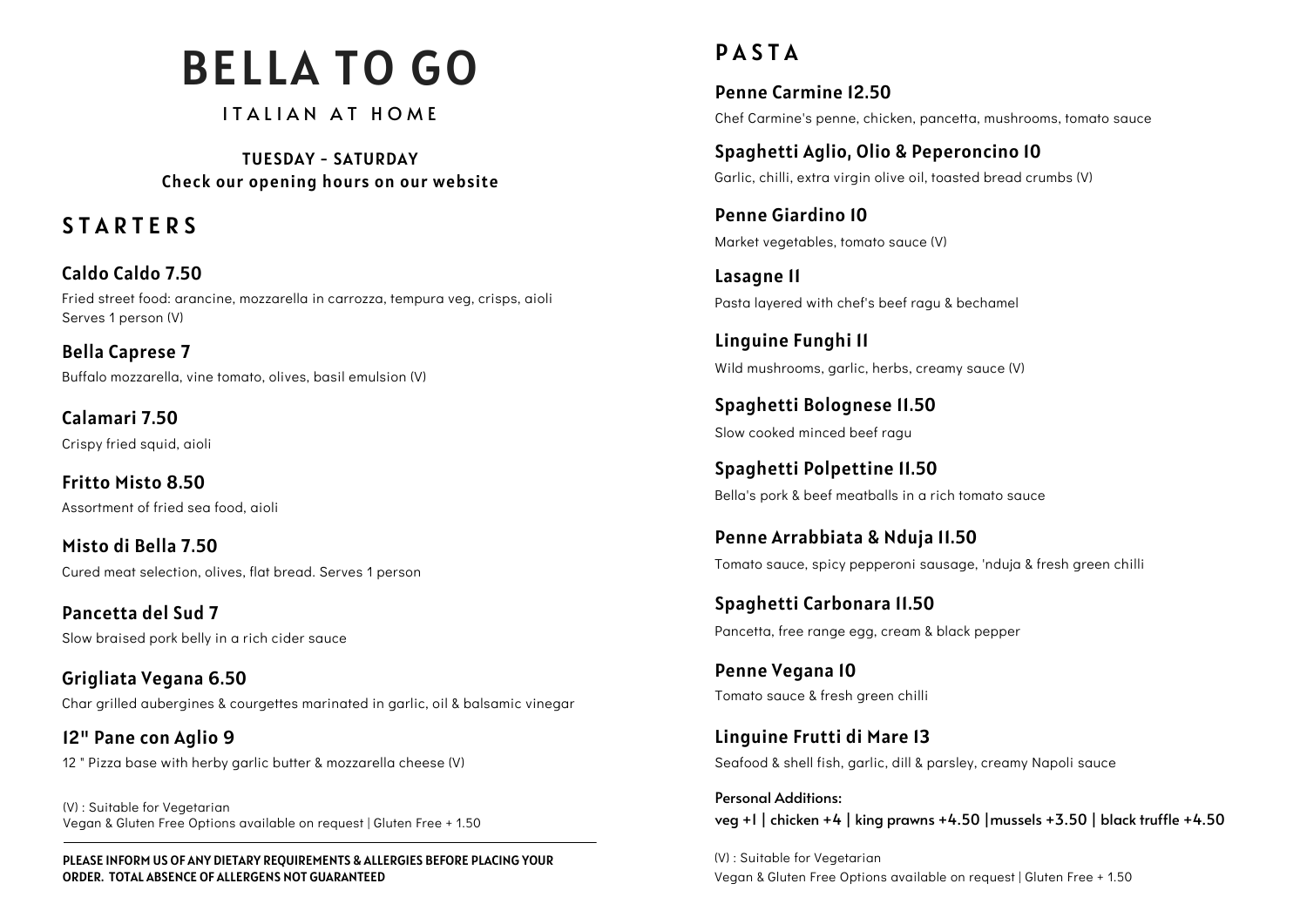# BELLA TO GO

ITALIAN AT HOME

**TUESDAY - SATURDAY**
**Check our opening hours on our website**

## STARTERS

### Caldo Caldo 7.50
Fried street food: arancine, mozzarella in carrozza, tempura veg, crisps, aioli
Serves 1 person (V)

### Bella Caprese 7
Buffalo mozzarella, vine tomato, olives, basil emulsion (V)

### Calamari 7.50
Crispy fried squid, aioli

### Fritto Misto 8.50
Assortment of fried sea food, aioli

### Misto di Bella 7.50
Cured meat selection, olives, flat bread. Serves 1 person

### Pancetta del Sud 7
Slow braised pork belly in a rich cider sauce

### Grigliata Vegana 6.50
Char grilled aubergines & courgettes marinated in garlic, oil & balsamic vinegar

### 12" Pane con Aglio 9
12 " Pizza base with herby garlic butter & mozzarella cheese (V)

(V) : Suitable for Vegetarian
Vegan & Gluten Free Options available on request | Gluten Free + 1.50

---

**PLEASE INFORM US OF ANY DIETARY REQUIREMENTS & ALLERGIES BEFORE PLACING YOUR ORDER. TOTAL ABSENCE OF ALLERGENS NOT GUARANTEED**

## PASTA

### Penne Carmine 12.50
Chef Carmine's penne, chicken, pancetta, mushrooms, tomato sauce

### Spaghetti Aglio, Olio & Peperoncino 10
Garlic, chilli, extra virgin olive oil, toasted bread crumbs (V)

### Penne Giardino 10
Market vegetables, tomato sauce (V)

### Lasagne 11
Pasta layered with chef's beef ragu & bechamel

### Linguine Funghi 11
Wild mushrooms, garlic, herbs, creamy sauce (V)

### Spaghetti Bolognese 11.50
Slow cooked minced beef ragu

### Spaghetti Polpettine 11.50
Bella's pork & beef meatballs in a rich tomato sauce

### Penne Arrabbiata & Nduja 11.50
Tomato sauce, spicy pepperoni sausage, 'nduja & fresh green chilli

### Spaghetti Carbonara 11.50
Pancetta, free range egg, cream & black pepper

### Penne Vegana 10
Tomato sauce & fresh green chilli

### Linguine Frutti di Mare 13
Seafood & shell fish, garlic, dill & parsley, creamy Napoli sauce

**Personal Additions:**
**veg +1 | chicken +4 | king prawns +4.50 |mussels +3.50 | black truffle +4.50**

(V) : Suitable for Vegetarian
Vegan & Gluten Free Options available on request | Gluten Free + 1.50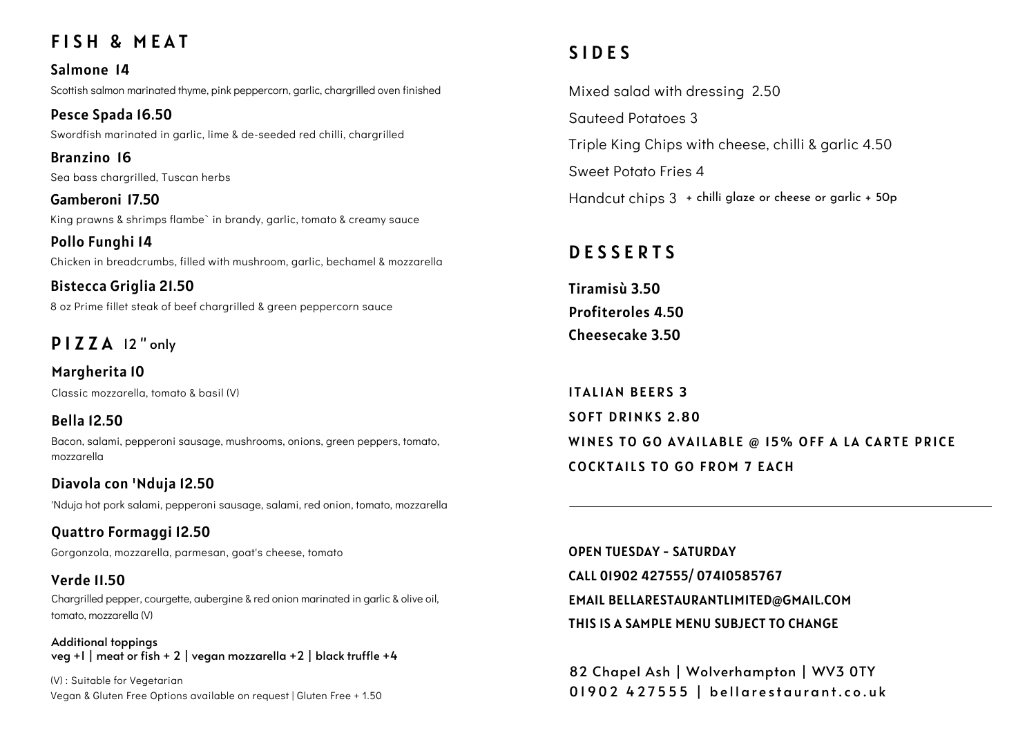## FISH & MEAT

**Salmone 14**
Scottish salmon marinated thyme, pink peppercorn, garlic, chargrilled oven finished

**Pesce Spada 16.50**
Swordfish marinated in garlic, lime & de-seeded red chilli, chargrilled

**Branzino 16**
Sea bass chargrilled, Tuscan herbs

**Gamberoni 17.50**
King prawns & shrimps flambe` in brandy, garlic, tomato & creamy sauce

**Pollo Funghi 14**
Chicken in breadcrumbs, filled with mushroom, garlic, bechamel & mozzarella

**Bistecca Griglia 21.50**
8 oz Prime fillet steak of beef chargrilled & green peppercorn sauce

## PIZZA 12" only

**Margherita 10**
Classic mozzarella, tomato & basil (V)

**Bella 12.50**
Bacon, salami, pepperoni sausage, mushrooms, onions, green peppers, tomato, mozzarella

**Diavola con 'Nduja 12.50**
'Nduja hot pork salami, pepperoni sausage, salami, red onion, tomato, mozzarella

**Quattro Formaggi 12.50**
Gorgonzola, mozzarella, parmesan, goat's cheese, tomato

**Verde 11.50**
Chargrilled pepper, courgette, aubergine & red onion marinated in garlic & olive oil, tomato, mozzarella (V)

**Additional toppings**
veg +1 | meat or fish + 2 | vegan mozzarella +2 | black truffle +4

(V) : Suitable for Vegetarian
Vegan & Gluten Free Options available on request | Gluten Free + 1.50

## SIDES

Mixed salad with dressing 2.50

Sauteed Potatoes 3

Triple King Chips with cheese, chilli & garlic 4.50

Sweet Potato Fries 4

Handcut chips 3 + chilli glaze or cheese or garlic + 50p

## DESSERTS

**Tiramisù 3.50**
**Profiteroles 4.50**
**Cheesecake 3.50**

**ITALIAN BEERS 3**
**SOFT DRINKS 2.80**
**WINES TO GO AVAILABLE @ 15% OFF A LA CARTE PRICE**
**COCKTAILS TO GO FROM 7 EACH**

---

**OPEN TUESDAY - SATURDAY**
**CALL 01902 427555/ 07410585767**
**EMAIL BELLARESTAURANTLIMITED@GMAIL.COM**
**THIS IS A SAMPLE MENU SUBJECT TO CHANGE**

82 Chapel Ash | Wolverhampton | WV3 0TY
01902 427555 | bellarestaurant.co.uk